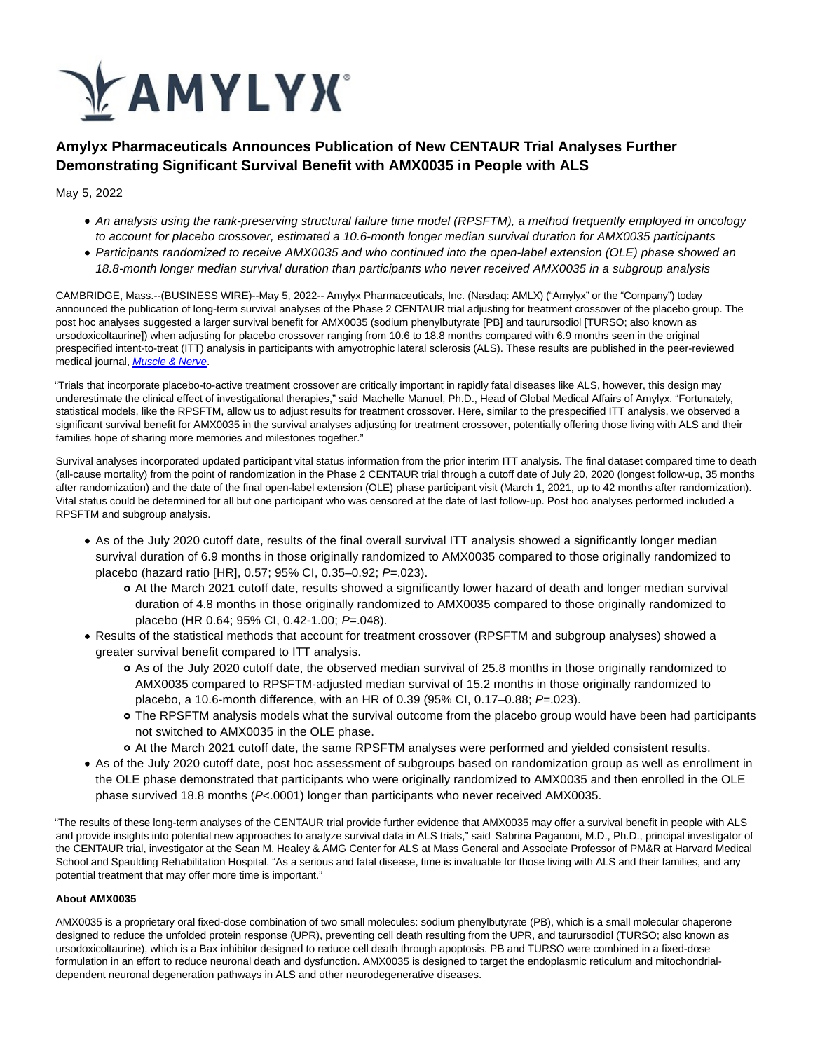# Amylyx Pharmaceuticals Announces Publication of New CENTAUR Trial Analyses Further Demonstrating Significant Survival Benefit with AMX0035 in People with ALS

May 5, 2022

- *An analysis using the rank-preserving structural failure time model (RPSFTM), a method frequently employed in oncology to account for placebo crossover, estimated a 10.6-month longer median survival duration for AMX0035 participants*
- *Participants randomized to receive AMX0035 and who continued into the open-label extension (OLE) phase showed an 18.8-month longer median survival duration than participants who never received AMX0035 in a subgroup analysis*

CAMBRIDGE, Mass.--(BUSINESS WIRE)--May 5, 2022-- Amylyx Pharmaceuticals, Inc. (Nasdaq: AMLX) ("Amylyx" or the "Company") today announced the publication of long-term survival analyses of the Phase 2 CENTAUR trial adjusting for treatment crossover of the placebo group. The post hoc analyses suggested a larger survival benefit for AMX0035 (sodium phenylbutyrate [PB] and taurursodiol [TURSO; also known as ursodoxicoltaurine]) when adjusting for placebo crossover ranging from 10.6 to 18.8 months compared with 6.9 months seen in the original prespecified intent-to-treat (ITT) analysis in participants with amyotrophic lateral sclerosis (ALS). These results are published in the peer-reviewed medical journal, *Muscle & Nerve*.

"Trials that incorporate placebo-to-active treatment crossover are critically important in rapidly fatal diseases like ALS, however, this design may underestimate the clinical effect of investigational therapies," said Machelle Manuel, Ph.D., Head of Global Medical Affairs of Amylyx. "Fortunately, statistical models, like the RPSFTM, allow us to adjust results for treatment crossover. Here, similar to the prespecified ITT analysis, we observed a significant survival benefit for AMX0035 in the survival analyses adjusting for treatment crossover, potentially offering those living with ALS and their families hope of sharing more memories and milestones together."

Survival analyses incorporated updated participant vital status information from the prior interim ITT analysis. The final dataset compared time to death (all-cause mortality) from the point of randomization in the Phase 2 CENTAUR trial through a cutoff date of July 20, 2020 (longest follow-up, 35 months after randomization) and the date of the final open-label extension (OLE) phase participant visit (March 1, 2021, up to 42 months after randomization). Vital status could be determined for all but one participant who was censored at the date of last follow-up. Post hoc analyses performed included a RPSFTM and subgroup analysis.

- As of the July 2020 cutoff date, results of the final overall survival ITT analysis showed a significantly longer median survival duration of 6.9 months in those originally randomized to AMX0035 compared to those originally randomized to placebo (hazard ratio [HR], 0.57; 95% CI, 0.35–0.92; *P*=.023).
  - At the March 2021 cutoff date, results showed a significantly lower hazard of death and longer median survival duration of 4.8 months in those originally randomized to AMX0035 compared to those originally randomized to placebo (HR 0.64; 95% CI, 0.42-1.00; *P*=.048).
- Results of the statistical methods that account for treatment crossover (RPSFTM and subgroup analyses) showed a greater survival benefit compared to ITT analysis.
  - As of the July 2020 cutoff date, the observed median survival of 25.8 months in those originally randomized to AMX0035 compared to RPSFTM-adjusted median survival of 15.2 months in those originally randomized to placebo, a 10.6-month difference, with an HR of 0.39 (95% CI, 0.17–0.88; *P*=.023).
  - The RPSFTM analysis models what the survival outcome from the placebo group would have been had participants not switched to AMX0035 in the OLE phase.
  - At the March 2021 cutoff date, the same RPSFTM analyses were performed and yielded consistent results.
- As of the July 2020 cutoff date, post hoc assessment of subgroups based on randomization group as well as enrollment in the OLE phase demonstrated that participants who were originally randomized to AMX0035 and then enrolled in the OLE phase survived 18.8 months (*P*<.0001) longer than participants who never received AMX0035.

"The results of these long-term analyses of the CENTAUR trial provide further evidence that AMX0035 may offer a survival benefit in people with ALS and provide insights into potential new approaches to analyze survival data in ALS trials," said Sabrina Paganoni, M.D., Ph.D., principal investigator of the CENTAUR trial, investigator at the Sean M. Healey & AMG Center for ALS at Mass General and Associate Professor of PM&R at Harvard Medical School and Spaulding Rehabilitation Hospital. "As a serious and fatal disease, time is invaluable for those living with ALS and their families, and any potential treatment that may offer more time is important."

**About AMX0035**

AMX0035 is a proprietary oral fixed-dose combination of two small molecules: sodium phenylbutyrate (PB), which is a small molecular chaperone designed to reduce the unfolded protein response (UPR), preventing cell death resulting from the UPR, and taurursodiol (TURSO; also known as ursodoxicoltaurine), which is a Bax inhibitor designed to reduce cell death through apoptosis. PB and TURSO were combined in a fixed-dose formulation in an effort to reduce neuronal death and dysfunction. AMX0035 is designed to target the endoplasmic reticulum and mitochondrial-dependent neuronal degeneration pathways in ALS and other neurodegenerative diseases.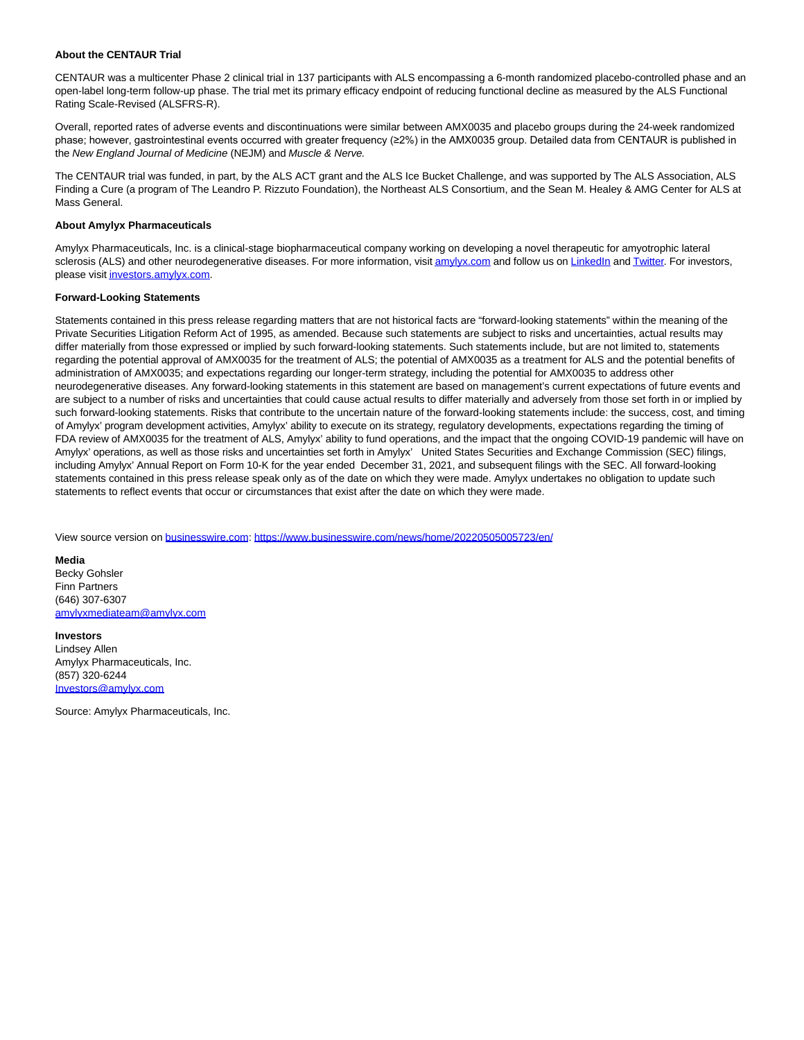**About the CENTAUR Trial**

CENTAUR was a multicenter Phase 2 clinical trial in 137 participants with ALS encompassing a 6-month randomized placebo-controlled phase and an open-label long-term follow-up phase. The trial met its primary efficacy endpoint of reducing functional decline as measured by the ALS Functional Rating Scale-Revised (ALSFRS-R).

Overall, reported rates of adverse events and discontinuations were similar between AMX0035 and placebo groups during the 24-week randomized phase; however, gastrointestinal events occurred with greater frequency (≥2%) in the AMX0035 group. Detailed data from CENTAUR is published in the *New England Journal of Medicine* (NEJM) and *Muscle & Nerve.*

The CENTAUR trial was funded, in part, by the ALS ACT grant and the ALS Ice Bucket Challenge, and was supported by The ALS Association, ALS Finding a Cure (a program of The Leandro P. Rizzuto Foundation), the Northeast ALS Consortium, and the Sean M. Healey & AMG Center for ALS at Mass General.

**About Amylyx Pharmaceuticals**

Amylyx Pharmaceuticals, Inc. is a clinical-stage biopharmaceutical company working on developing a novel therapeutic for amyotrophic lateral sclerosis (ALS) and other neurodegenerative diseases. For more information, visit [amylyx.com](amylyx.com) and follow us on LinkedIn and Twitter. For investors, please visit [investors.amylyx.com](investors.amylyx.com).

**Forward-Looking Statements**

Statements contained in this press release regarding matters that are not historical facts are "forward-looking statements" within the meaning of the Private Securities Litigation Reform Act of 1995, as amended. Because such statements are subject to risks and uncertainties, actual results may differ materially from those expressed or implied by such forward-looking statements. Such statements include, but are not limited to, statements regarding the potential approval of AMX0035 for the treatment of ALS; the potential of AMX0035 as a treatment for ALS and the potential benefits of administration of AMX0035; and expectations regarding our longer-term strategy, including the potential for AMX0035 to address other neurodegenerative diseases. Any forward-looking statements in this statement are based on management's current expectations of future events and are subject to a number of risks and uncertainties that could cause actual results to differ materially and adversely from those set forth in or implied by such forward-looking statements. Risks that contribute to the uncertain nature of the forward-looking statements include: the success, cost, and timing of Amylyx' program development activities, Amylyx' ability to execute on its strategy, regulatory developments, expectations regarding the timing of FDA review of AMX0035 for the treatment of ALS, Amylyx' ability to fund operations, and the impact that the ongoing COVID-19 pandemic will have on Amylyx' operations, as well as those risks and uncertainties set forth in Amylyx' United States Securities and Exchange Commission (SEC) filings, including Amylyx' Annual Report on Form 10-K for the year ended December 31, 2021, and subsequent filings with the SEC. All forward-looking statements contained in this press release speak only as of the date on which they were made. Amylyx undertakes no obligation to update such statements to reflect events that occur or circumstances that exist after the date on which they were made.

View source version on businesswire.com: https://www.businesswire.com/news/home/20220505005723/en/

**Media**
Becky Gohsler
Finn Partners
(646) 307-6307
amylyxmediateam@amylyx.com

**Investors**
Lindsey Allen
Amylyx Pharmaceuticals, Inc.
(857) 320-6244
Investors@amylyx.com

Source: Amylyx Pharmaceuticals, Inc.